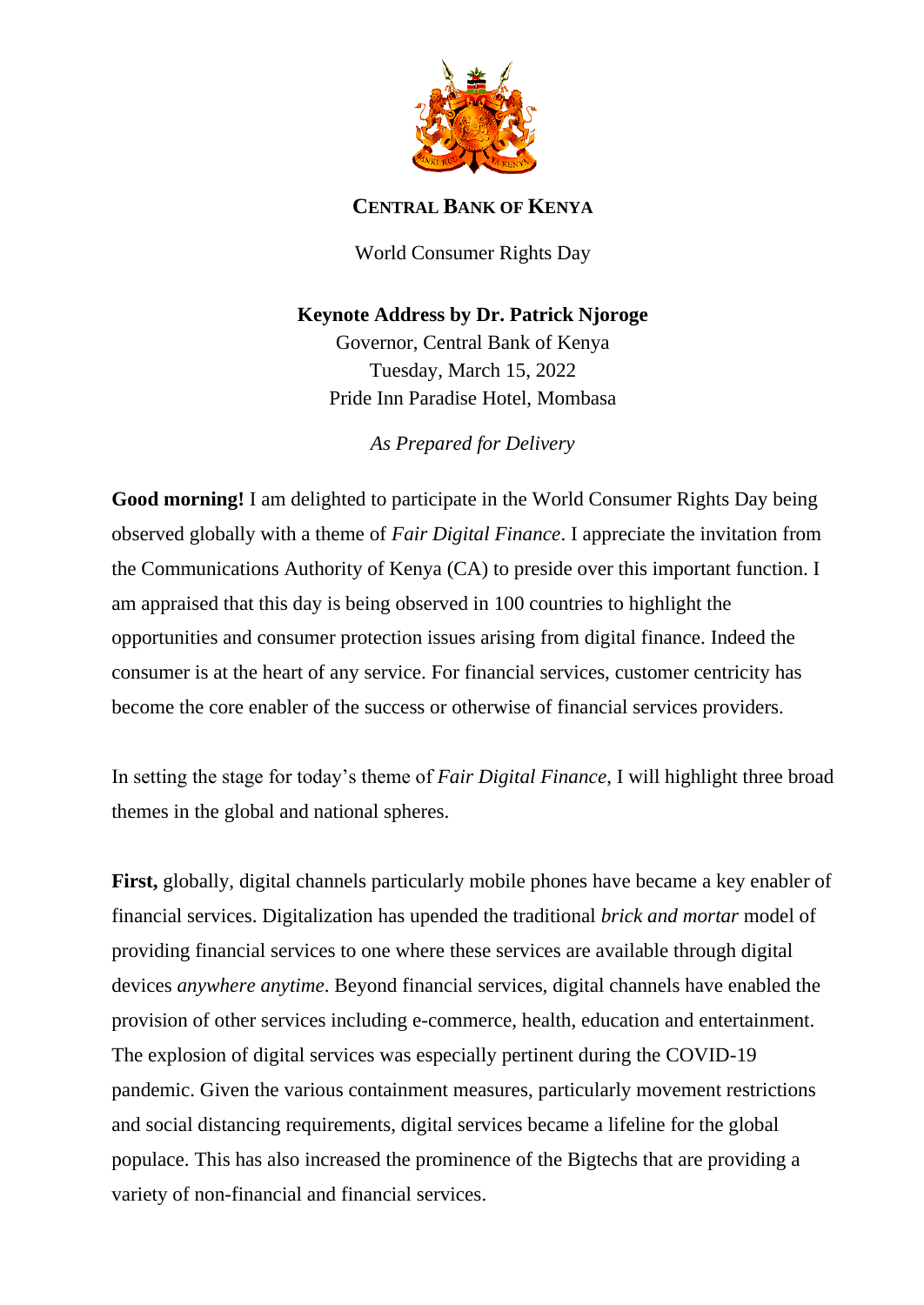**CENTRAL BANK OF KENYA**

World Consumer Rights Day

**Keynote Address by Dr. Patrick Njoroge**

Governor, Central Bank of Kenya

Tuesday, March 15, 2022

Pride Inn Paradise Hotel, Mombasa

*As Prepared for Delivery*

**Good morning!** I am delighted to participate in the World Consumer Rights Day being observed globally with a theme of *Fair Digital Finance*. I appreciate the invitation from the Communications Authority of Kenya (CA) to preside over this important function. I am appraised that this day is being observed in 100 countries to highlight the opportunities and consumer protection issues arising from digital finance. Indeed the consumer is at the heart of any service. For financial services, customer centricity has become the core enabler of the success or otherwise of financial services providers.

In setting the stage for today's theme of *Fair Digital Finance*, I will highlight three broad themes in the global and national spheres.

**First,** globally, digital channels particularly mobile phones have became a key enabler of financial services. Digitalization has upended the traditional *brick and mortar* model of providing financial services to one where these services are available through digital devices *anywhere anytime*. Beyond financial services, digital channels have enabled the provision of other services including e-commerce, health, education and entertainment. The explosion of digital services was especially pertinent during the COVID-19 pandemic. Given the various containment measures, particularly movement restrictions and social distancing requirements, digital services became a lifeline for the global populace. This has also increased the prominence of the Bigtechs that are providing a variety of non-financial and financial services.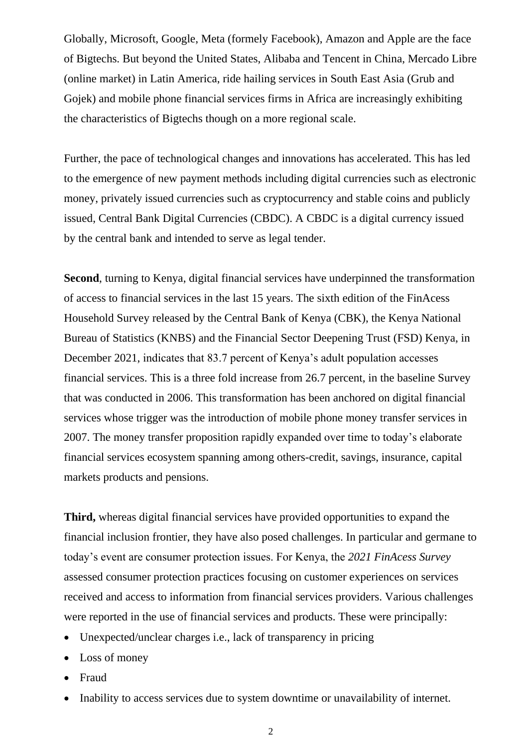Globally, Microsoft, Google, Meta (formely Facebook), Amazon and Apple are the face of Bigtechs. But beyond the United States, Alibaba and Tencent in China, Mercado Libre (online market) in Latin America, ride hailing services in South East Asia (Grub and Gojek) and mobile phone financial services firms in Africa are increasingly exhibiting the characteristics of Bigtechs though on a more regional scale.

Further, the pace of technological changes and innovations has accelerated. This has led to the emergence of new payment methods including digital currencies such as electronic money, privately issued currencies such as cryptocurrency and stable coins and publicly issued, Central Bank Digital Currencies (CBDC). A CBDC is a digital currency issued by the central bank and intended to serve as legal tender.

**Second**, turning to Kenya, digital financial services have underpinned the transformation of access to financial services in the last 15 years. The sixth edition of the FinAcess Household Survey released by the Central Bank of Kenya (CBK), the Kenya National Bureau of Statistics (KNBS) and the Financial Sector Deepening Trust (FSD) Kenya, in December 2021, indicates that 83.7 percent of Kenya's adult population accesses financial services. This is a three fold increase from 26.7 percent, in the baseline Survey that was conducted in 2006. This transformation has been anchored on digital financial services whose trigger was the introduction of mobile phone money transfer services in 2007. The money transfer proposition rapidly expanded over time to today's elaborate financial services ecosystem spanning among others-credit, savings, insurance, capital markets products and pensions.

**Third,** whereas digital financial services have provided opportunities to expand the financial inclusion frontier, they have also posed challenges. In particular and germane to today's event are consumer protection issues. For Kenya, the *2021 FinAcess Survey* assessed consumer protection practices focusing on customer experiences on services received and access to information from financial services providers. Various challenges were reported in the use of financial services and products. These were principally:

- Unexpected/unclear charges i.e., lack of transparency in pricing
- Loss of money
- Fraud
- Inability to access services due to system downtime or unavailability of internet.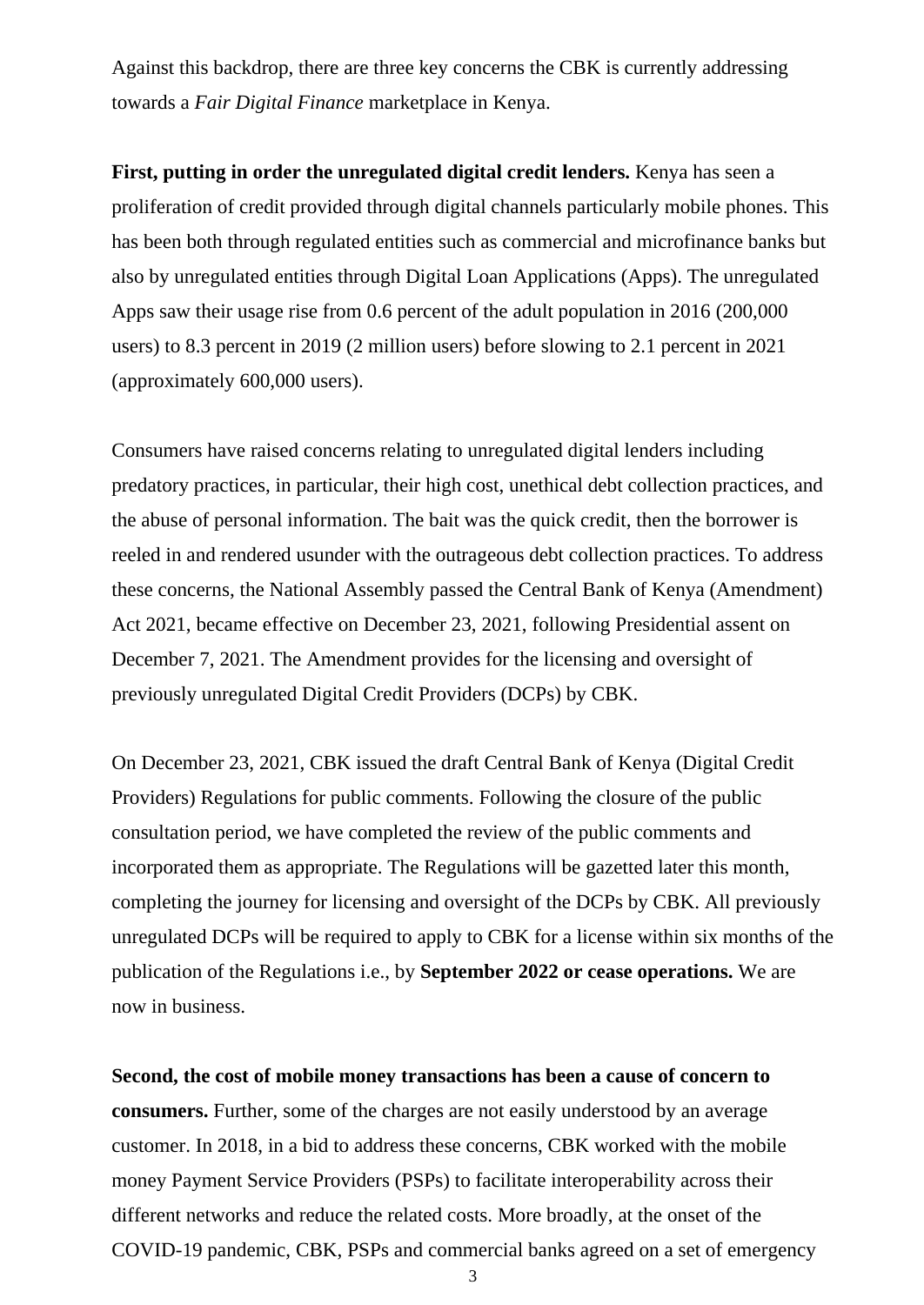Against this backdrop, there are three key concerns the CBK is currently addressing towards a *Fair Digital Finance* marketplace in Kenya.

**First, putting in order the unregulated digital credit lenders.** Kenya has seen a proliferation of credit provided through digital channels particularly mobile phones. This has been both through regulated entities such as commercial and microfinance banks but also by unregulated entities through Digital Loan Applications (Apps). The unregulated Apps saw their usage rise from 0.6 percent of the adult population in 2016 (200,000 users) to 8.3 percent in 2019 (2 million users) before slowing to 2.1 percent in 2021 (approximately 600,000 users).

Consumers have raised concerns relating to unregulated digital lenders including predatory practices, in particular, their high cost, unethical debt collection practices, and the abuse of personal information. The bait was the quick credit, then the borrower is reeled in and rendered usunder with the outrageous debt collection practices. To address these concerns, the National Assembly passed the Central Bank of Kenya (Amendment) Act 2021, became effective on December 23, 2021, following Presidential assent on December 7, 2021. The Amendment provides for the licensing and oversight of previously unregulated Digital Credit Providers (DCPs) by CBK.

On December 23, 2021, CBK issued the draft Central Bank of Kenya (Digital Credit Providers) Regulations for public comments. Following the closure of the public consultation period, we have completed the review of the public comments and incorporated them as appropriate. The Regulations will be gazetted later this month, completing the journey for licensing and oversight of the DCPs by CBK. All previously unregulated DCPs will be required to apply to CBK for a license within six months of the publication of the Regulations i.e., by **September 2022 or cease operations.** We are now in business.

**Second, the cost of mobile money transactions has been a cause of concern to consumers.** Further, some of the charges are not easily understood by an average customer. In 2018, in a bid to address these concerns, CBK worked with the mobile money Payment Service Providers (PSPs) to facilitate interoperability across their different networks and reduce the related costs. More broadly, at the onset of the COVID-19 pandemic, CBK, PSPs and commercial banks agreed on a set of emergency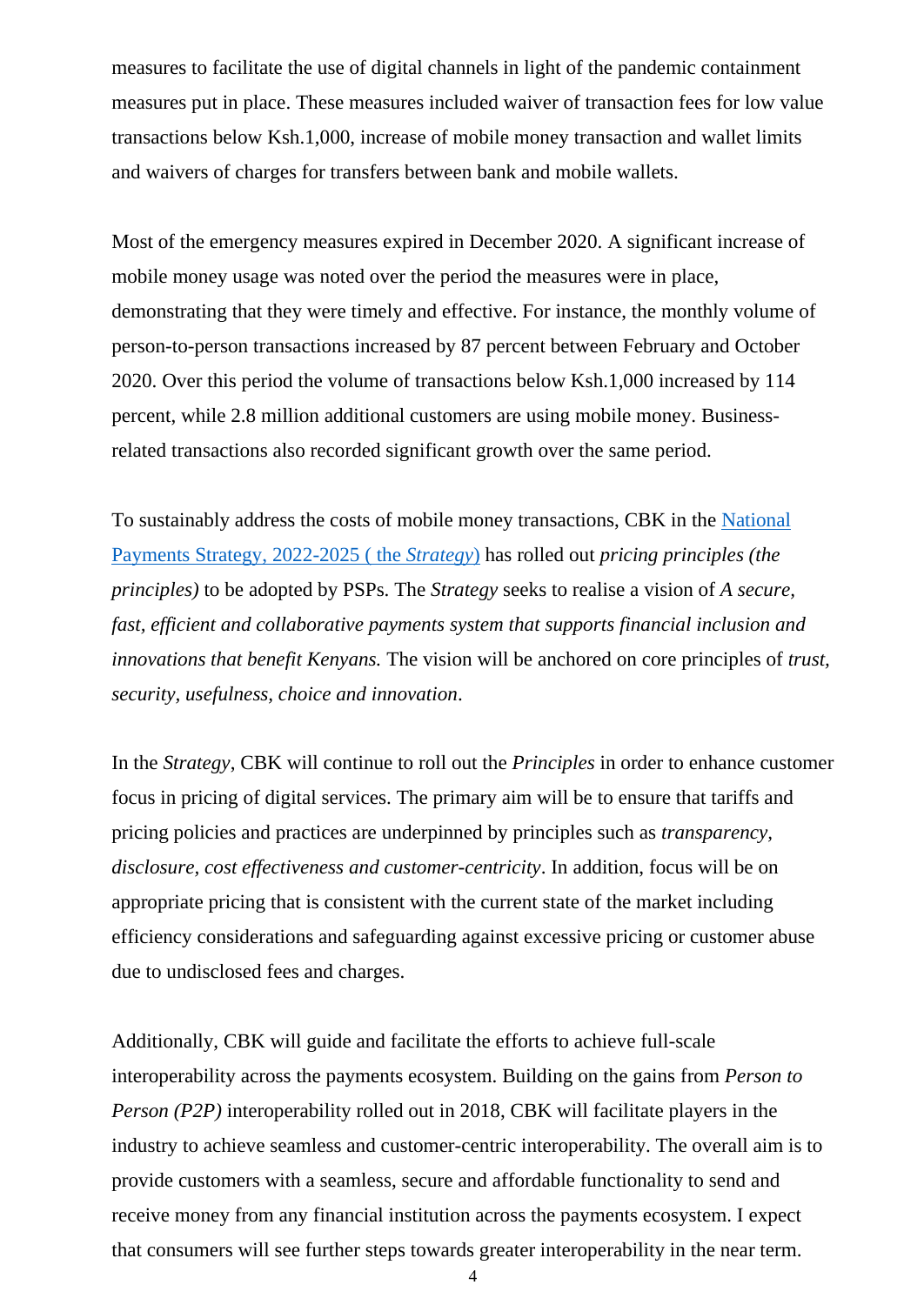measures to facilitate the use of digital channels in light of the pandemic containment measures put in place. These measures included waiver of transaction fees for low value transactions below Ksh.1,000, increase of mobile money transaction and wallet limits and waivers of charges for transfers between bank and mobile wallets.

Most of the emergency measures expired in December 2020. A significant increase of mobile money usage was noted over the period the measures were in place, demonstrating that they were timely and effective. For instance, the monthly volume of person-to-person transactions increased by 87 percent between February and October 2020. Over this period the volume of transactions below Ksh.1,000 increased by 114 percent, while 2.8 million additional customers are using mobile money. Business-related transactions also recorded significant growth over the same period.

To sustainably address the costs of mobile money transactions, CBK in the National Payments Strategy, 2022-2025 ( the *Strategy*) has rolled out *pricing principles (the principles)* to be adopted by PSPs. The *Strategy* seeks to realise a vision of *A secure, fast, efficient and collaborative payments system that supports financial inclusion and innovations that benefit Kenyans.* The vision will be anchored on core principles of *trust, security, usefulness, choice and innovation*.

In the *Strategy*, CBK will continue to roll out the *Principles* in order to enhance customer focus in pricing of digital services. The primary aim will be to ensure that tariffs and pricing policies and practices are underpinned by principles such as *transparency, disclosure, cost effectiveness and customer-centricity*. In addition, focus will be on appropriate pricing that is consistent with the current state of the market including efficiency considerations and safeguarding against excessive pricing or customer abuse due to undisclosed fees and charges.

Additionally, CBK will guide and facilitate the efforts to achieve full-scale interoperability across the payments ecosystem. Building on the gains from *Person to Person (P2P)* interoperability rolled out in 2018, CBK will facilitate players in the industry to achieve seamless and customer-centric interoperability. The overall aim is to provide customers with a seamless, secure and affordable functionality to send and receive money from any financial institution across the payments ecosystem. I expect that consumers will see further steps towards greater interoperability in the near term.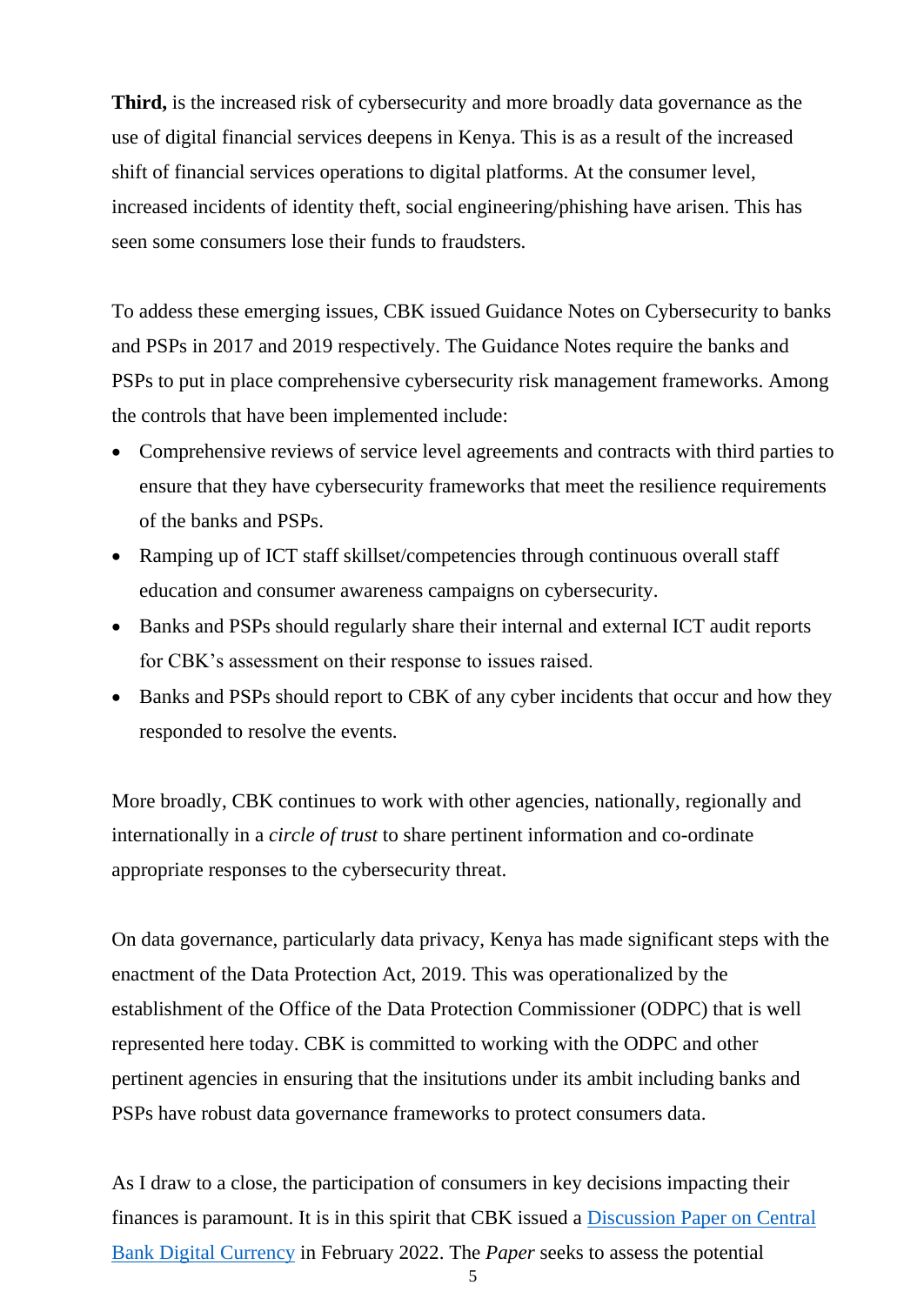**Third,** is the increased risk of cybersecurity and more broadly data governance as the use of digital financial services deepens in Kenya. This is as a result of the increased shift of financial services operations to digital platforms. At the consumer level, increased incidents of identity theft, social engineering/phishing have arisen. This has seen some consumers lose their funds to fraudsters.

To addess these emerging issues, CBK issued Guidance Notes on Cybersecurity to banks and PSPs in 2017 and 2019 respectively. The Guidance Notes require the banks and PSPs to put in place comprehensive cybersecurity risk management frameworks. Among the controls that have been implemented include:

- Comprehensive reviews of service level agreements and contracts with third parties to ensure that they have cybersecurity frameworks that meet the resilience requirements of the banks and PSPs.
- Ramping up of ICT staff skillset/competencies through continuous overall staff education and consumer awareness campaigns on cybersecurity.
- Banks and PSPs should regularly share their internal and external ICT audit reports for CBK's assessment on their response to issues raised.
- Banks and PSPs should report to CBK of any cyber incidents that occur and how they responded to resolve the events.

More broadly, CBK continues to work with other agencies, nationally, regionally and internationally in a *circle of trust* to share pertinent information and co-ordinate appropriate responses to the cybersecurity threat.

On data governance, particularly data privacy, Kenya has made significant steps with the enactment of the Data Protection Act, 2019. This was operationalized by the establishment of the Office of the Data Protection Commissioner (ODPC) that is well represented here today. CBK is committed to working with the ODPC and other pertinent agencies in ensuring that the insitutions under its ambit including banks and PSPs have robust data governance frameworks to protect consumers data.

As I draw to a close, the participation of consumers in key decisions impacting their finances is paramount. It is in this spirit that CBK issued a [Discussion Paper on Central Bank Digital Currency]() in February 2022. The *Paper* seeks to assess the potential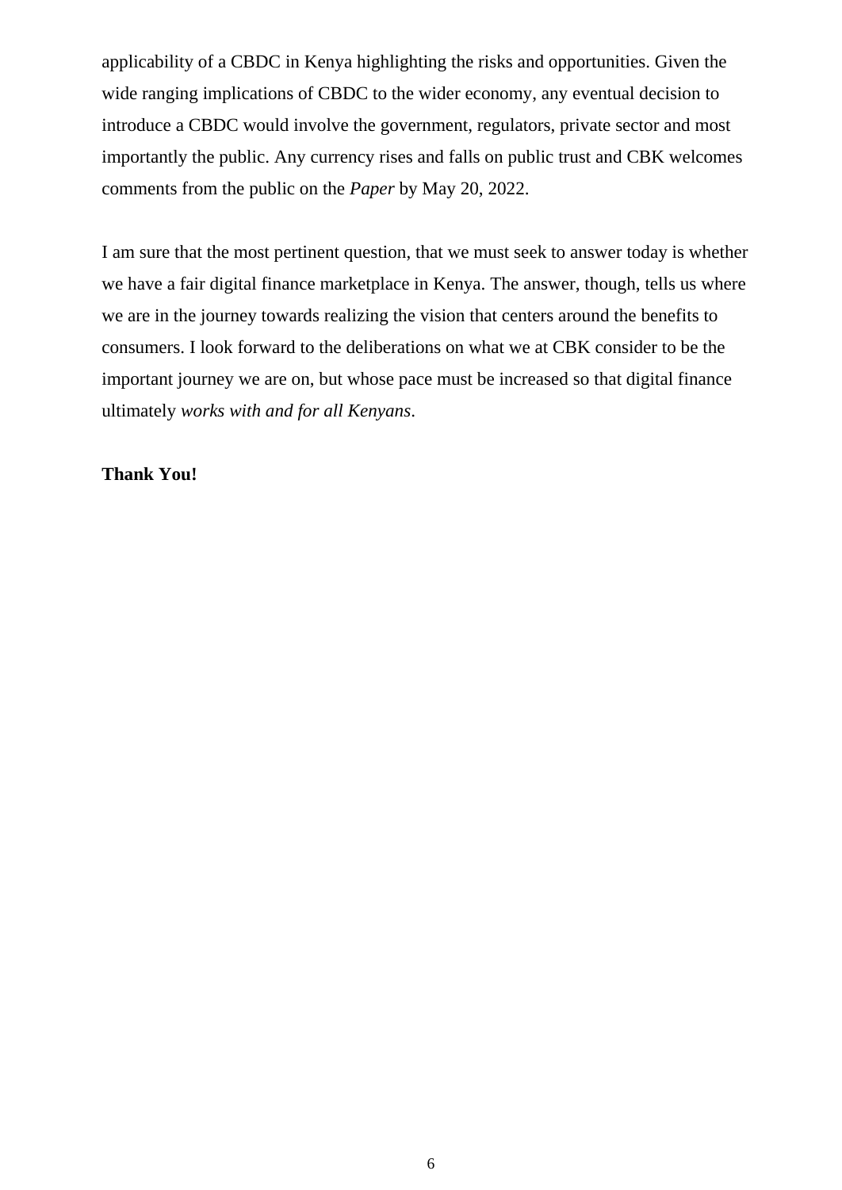applicability of a CBDC in Kenya highlighting the risks and opportunities. Given the wide ranging implications of CBDC to the wider economy, any eventual decision to introduce a CBDC would involve the government, regulators, private sector and most importantly the public. Any currency rises and falls on public trust and CBK welcomes comments from the public on the *Paper* by May 20, 2022.

I am sure that the most pertinent question, that we must seek to answer today is whether we have a fair digital finance marketplace in Kenya. The answer, though, tells us where we are in the journey towards realizing the vision that centers around the benefits to consumers. I look forward to the deliberations on what we at CBK consider to be the important journey we are on, but whose pace must be increased so that digital finance ultimately *works with and for all Kenyans*.

**Thank You!**